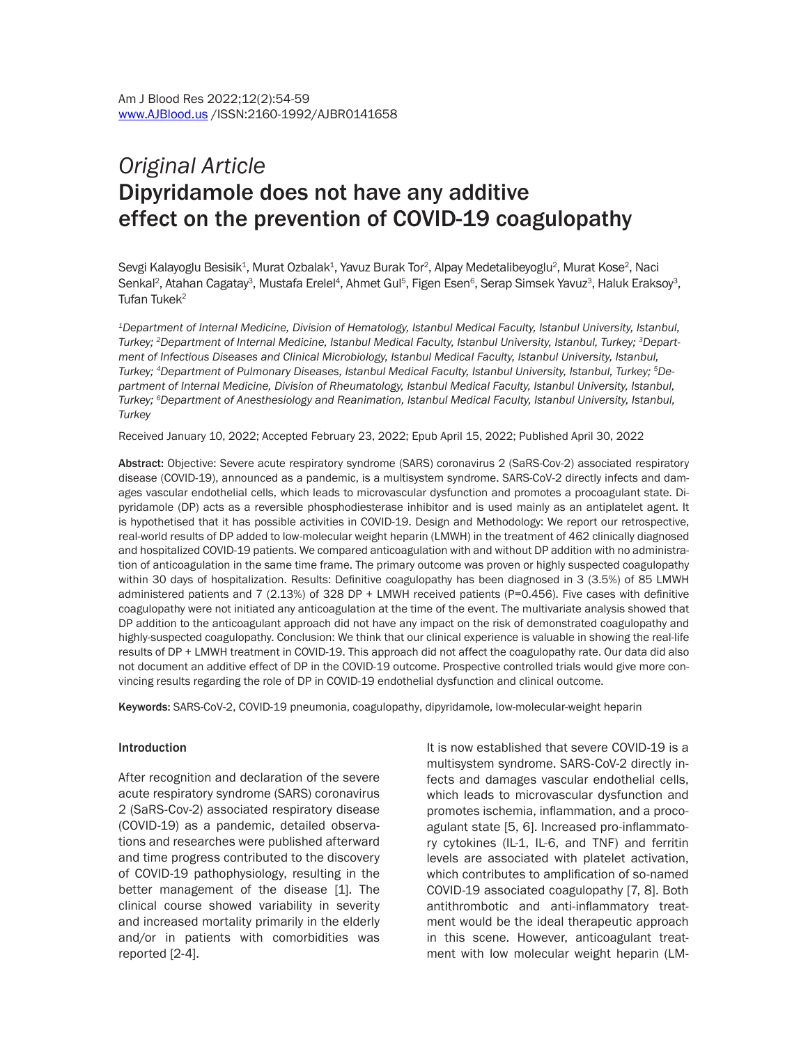*Original Article*

# Dipyridamole does not have any additive effect on the prevention of COVID-19 coagulopathy

Sevgi Kalayoglu Besisik[1], Murat Ozbalak[1], Yavuz Burak Tor[2], Alpay Medetalibeyoglu[2], Murat Kose[2], Naci Senkal[2], Atahan Cagatay[3], Mustafa Erelel[4], Ahmet Gul[5], Figen Esen[6], Serap Simsek Yavuz[3], Haluk Eraksoy[3], Tufan Tukek[2]

*[1]Department of Internal Medicine, Division of Hematology, Istanbul Medical Faculty, Istanbul University, Istanbul, Turkey; [2]Department of Internal Medicine, Istanbul Medical Faculty, Istanbul University, Istanbul, Turkey; [3]Department of Infectious Diseases and Clinical Microbiology, Istanbul Medical Faculty, Istanbul University, Istanbul, Turkey; [4]Department of Pulmonary Diseases, Istanbul Medical Faculty, Istanbul University, Istanbul, Turkey; [5]Department of Internal Medicine, Division of Rheumatology, Istanbul Medical Faculty, Istanbul University, Istanbul, Turkey; [6]Department of Anesthesiology and Reanimation, Istanbul Medical Faculty, Istanbul University, Istanbul, Turkey*

Received January 10, 2022; Accepted February 23, 2022; Epub April 15, 2022; Published April 30, 2022

**Abstract:** Objective: Severe acute respiratory syndrome (SARS) coronavirus 2 (SaRS-Cov-2) associated respiratory disease (COVID-19), announced as a pandemic, is a multisystem syndrome. SARS-CoV-2 directly infects and damages vascular endothelial cells, which leads to microvascular dysfunction and promotes a procoagulant state. Dipyridamole (DP) acts as a reversible phosphodiesterase inhibitor and is used mainly as an antiplatelet agent. It is hypothetised that it has possible activities in COVID-19. Design and Methodology: We report our retrospective, real-world results of DP added to low-molecular weight heparin (LMWH) in the treatment of 462 clinically diagnosed and hospitalized COVID-19 patients. We compared anticoagulation with and without DP addition with no administration of anticoagulation in the same time frame. The primary outcome was proven or highly suspected coagulopathy within 30 days of hospitalization. Results: Definitive coagulopathy has been diagnosed in 3 (3.5%) of 85 LMWH administered patients and 7 (2.13%) of 328 DP + LMWH received patients (P=0.456). Five cases with definitive coagulopathy were not initiated any anticoagulation at the time of the event. The multivariate analysis showed that DP addition to the anticoagulant approach did not have any impact on the risk of demonstrated coagulopathy and highly-suspected coagulopathy. Conclusion: We think that our clinical experience is valuable in showing the real-life results of DP + LMWH treatment in COVID-19. This approach did not affect the coagulopathy rate. Our data did also not document an additive effect of DP in the COVID-19 outcome. Prospective controlled trials would give more convincing results regarding the role of DP in COVID-19 endothelial dysfunction and clinical outcome.

**Keywords:** SARS-CoV-2, COVID-19 pneumonia, coagulopathy, dipyridamole, low-molecular-weight heparin

## Introduction

After recognition and declaration of the severe acute respiratory syndrome (SARS) coronavirus 2 (SaRS-Cov-2) associated respiratory disease (COVID-19) as a pandemic, detailed observations and researches were published afterward and time progress contributed to the discovery of COVID-19 pathophysiology, resulting in the better management of the disease [1]. The clinical course showed variability in severity and increased mortality primarily in the elderly and/or in patients with comorbidities was reported [2-4].

It is now established that severe COVID-19 is a multisystem syndrome. SARS-CoV-2 directly infects and damages vascular endothelial cells, which leads to microvascular dysfunction and promotes ischemia, inflammation, and a procoagulant state [5, 6]. Increased pro-inflammatory cytokines (IL-1, IL-6, and TNF) and ferritin levels are associated with platelet activation, which contributes to amplification of so-named COVID-19 associated coagulopathy [7, 8]. Both antithrombotic and anti-inflammatory treatment would be the ideal therapeutic approach in this scene. However, anticoagulant treatment with low molecular weight heparin (LM-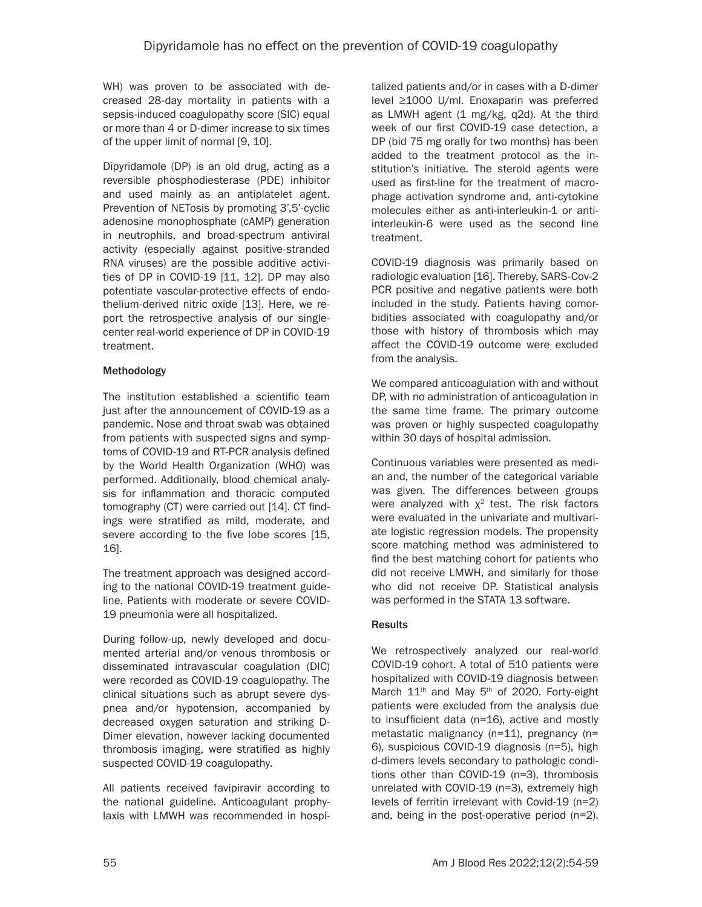WH) was proven to be associated with decreased 28-day mortality in patients with a sepsis-induced coagulopathy score (SIC) equal or more than 4 or D-dimer increase to six times of the upper limit of normal [9, 10].

Dipyridamole (DP) is an old drug, acting as a reversible phosphodiesterase (PDE) inhibitor and used mainly as an antiplatelet agent. Prevention of NETosis by promoting 3',5'-cyclic adenosine monophosphate (cAMP) generation in neutrophils, and broad-spectrum antiviral activity (especially against positive-stranded RNA viruses) are the possible additive activities of DP in COVID-19 [11, 12]. DP may also potentiate vascular-protective effects of endothelium-derived nitric oxide [13]. Here, we report the retrospective analysis of our single-center real-world experience of DP in COVID-19 treatment.

### Methodology

The institution established a scientific team just after the announcement of COVID-19 as a pandemic. Nose and throat swab was obtained from patients with suspected signs and symptoms of COVID-19 and RT-PCR analysis defined by the World Health Organization (WHO) was performed. Additionally, blood chemical analysis for inflammation and thoracic computed tomography (CT) were carried out [14]. CT findings were stratified as mild, moderate, and severe according to the five lobe scores [15, 16].

The treatment approach was designed according to the national COVID-19 treatment guideline. Patients with moderate or severe COVID-19 pneumonia were all hospitalized.

During follow-up, newly developed and documented arterial and/or venous thrombosis or disseminated intravascular coagulation (DIC) were recorded as COVID-19 coagulopathy. The clinical situations such as abrupt severe dyspnea and/or hypotension, accompanied by decreased oxygen saturation and striking D-Dimer elevation, however lacking documented thrombosis imaging, were stratified as highly suspected COVID-19 coagulopathy.

All patients received favipiravir according to the national guideline. Anticoagulant prophylaxis with LMWH was recommended in hospitalized patients and/or in cases with a D-dimer level ≥1000 U/ml. Enoxaparin was preferred as LMWH agent (1 mg/kg, q2d). At the third week of our first COVID-19 case detection, a DP (bid 75 mg orally for two months) has been added to the treatment protocol as the institution's initiative. The steroid agents were used as first-line for the treatment of macrophage activation syndrome and, anti-cytokine molecules either as anti-interleukin-1 or anti-interleukin-6 were used as the second line treatment.

COVID-19 diagnosis was primarily based on radiologic evaluation [16]. Thereby, SARS-Cov-2 PCR positive and negative patients were both included in the study. Patients having comorbidities associated with coagulopathy and/or those with history of thrombosis which may affect the COVID-19 outcome were excluded from the analysis.

We compared anticoagulation with and without DP, with no administration of anticoagulation in the same time frame. The primary outcome was proven or highly suspected coagulopathy within 30 days of hospital admission.

Continuous variables were presented as median and, the number of the categorical variable was given. The differences between groups were analyzed with $\chi^2$ test. The risk factors were evaluated in the univariate and multivariate logistic regression models. The propensity score matching method was administered to find the best matching cohort for patients who did not receive LMWH, and similarly for those who did not receive DP. Statistical analysis was performed in the STATA 13 software.

### Results

We retrospectively analyzed our real-world COVID-19 cohort. A total of 510 patients were hospitalized with COVID-19 diagnosis between March 11th and May 5th of 2020. Forty-eight patients were excluded from the analysis due to insufficient data (n=16), active and mostly metastatic malignancy (n=11), pregnancy (n=6), suspicious COVID-19 diagnosis (n=5), high d-dimers levels secondary to pathologic conditions other than COVID-19 (n=3), thrombosis unrelated with COVID-19 (n=3), extremely high levels of ferritin irrelevant with Covid-19 (n=2) and, being in the post-operative period (n=2).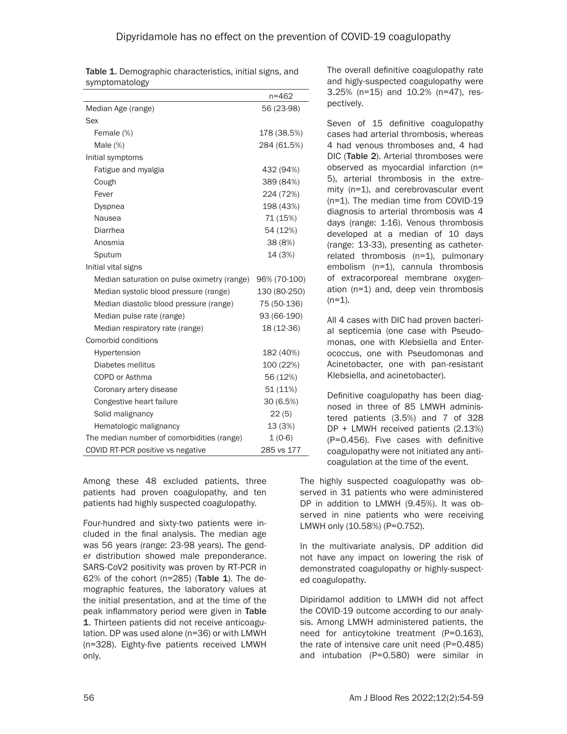Table 1. Demographic characteristics, initial signs, and symptomatology

| | n=462 |
|---|---|
| Median Age (range) | 56 (23-98) |
| Sex | |
| Female (%) | 178 (38.5%) |
| Male (%) | 284 (61.5%) |
| Initial symptoms | |
| Fatigue and myalgia | 432 (94%) |
| Cough | 389 (84%) |
| Fever | 224 (72%) |
| Dyspnea | 198 (43%) |
| Nausea | 71 (15%) |
| Diarrhea | 54 (12%) |
| Anosmia | 38 (8%) |
| Sputum | 14 (3%) |
| Initial vital signs | |
| Median saturation on pulse oximetry (range) | 96% (70-100) |
| Median systolic blood pressure (range) | 130 (80-250) |
| Median diastolic blood pressure (range) | 75 (50-136) |
| Median pulse rate (range) | 93 (66-190) |
| Median respiratory rate (range) | 18 (12-36) |
| Comorbid conditions | |
| Hypertension | 182 (40%) |
| Diabetes mellitus | 100 (22%) |
| COPD or Asthma | 56 (12%) |
| Coronary artery disease | 51 (11%) |
| Congestive heart failure | 30 (6.5%) |
| Solid malignancy | 22 (5) |
| Hematologic malignancy | 13 (3%) |
| The median number of comorbidities (range) | 1 (0-6) |
| COVID RT-PCR positive vs negative | 285 vs 177 |

Among these 48 excluded patients, three patients had proven coagulopathy, and ten patients had highly suspected coagulopathy.

Four-hundred and sixty-two patients were included in the final analysis. The median age was 56 years (range: 23-98 years). The gender distribution showed male preponderance. SARS-CoV2 positivity was proven by RT-PCR in 62% of the cohort (n=285) (**Table 1**). The demographic features, the laboratory values at the initial presentation, and at the time of the peak inflammatory period were given in **Table 1**. Thirteen patients did not receive anticoagulation. DP was used alone (n=36) or with LMWH (n=328). Eighty-five patients received LMWH only.

The overall definitive coagulopathy rate and higly-suspected coagulopathy were 3.25% (n=15) and 10.2% (n=47), respectively.

Seven of 15 definitive coagulopathy cases had arterial thrombosis, whereas 4 had venous thromboses and, 4 had DIC (**Table 2**). Arterial thromboses were observed as myocardial infarction (n=5), arterial thrombosis in the extremity (n=1), and cerebrovascular event (n=1). The median time from COVID-19 diagnosis to arterial thrombosis was 4 days (range: 1-16). Venous thrombosis developed at a median of 10 days (range: 13-33), presenting as catheter-related thrombosis (n=1), pulmonary embolism (n=1), cannula thrombosis of extracorporeal membrane oxygenation (n=1) and, deep vein thrombosis (n=1).

All 4 cases with DIC had proven bacterial septicemia (one case with Pseudomonas, one with Klebsiella and Enterococcus, one with Pseudomonas and Acinetobacter, one with pan-resistant Klebsiella, and acinetobacter).

Definitive coagulopathy has been diagnosed in three of 85 LMWH administered patients (3.5%) and 7 of 328 DP + LMWH received patients (2.13%) (P=0.456). Five cases with definitive coagulopathy were not initiated any anticoagulation at the time of the event.

The highly suspected coagulopathy was observed in 31 patients who were administered DP in addition to LMWH (9.45%). It was observed in nine patients who were receiving LMWH only (10.58%) (P=0.752).

In the multivariate analysis, DP addition did not have any impact on lowering the risk of demonstrated coagulopathy or highly-suspected coagulopathy.

Dipiridamol addition to LMWH did not affect the COVID-19 outcome according to our analysis. Among LMWH administered patients, the need for anticytokine treatment (P=0.163), the rate of intensive care unit need (P=0.485) and intubation (P=0.580) were similar in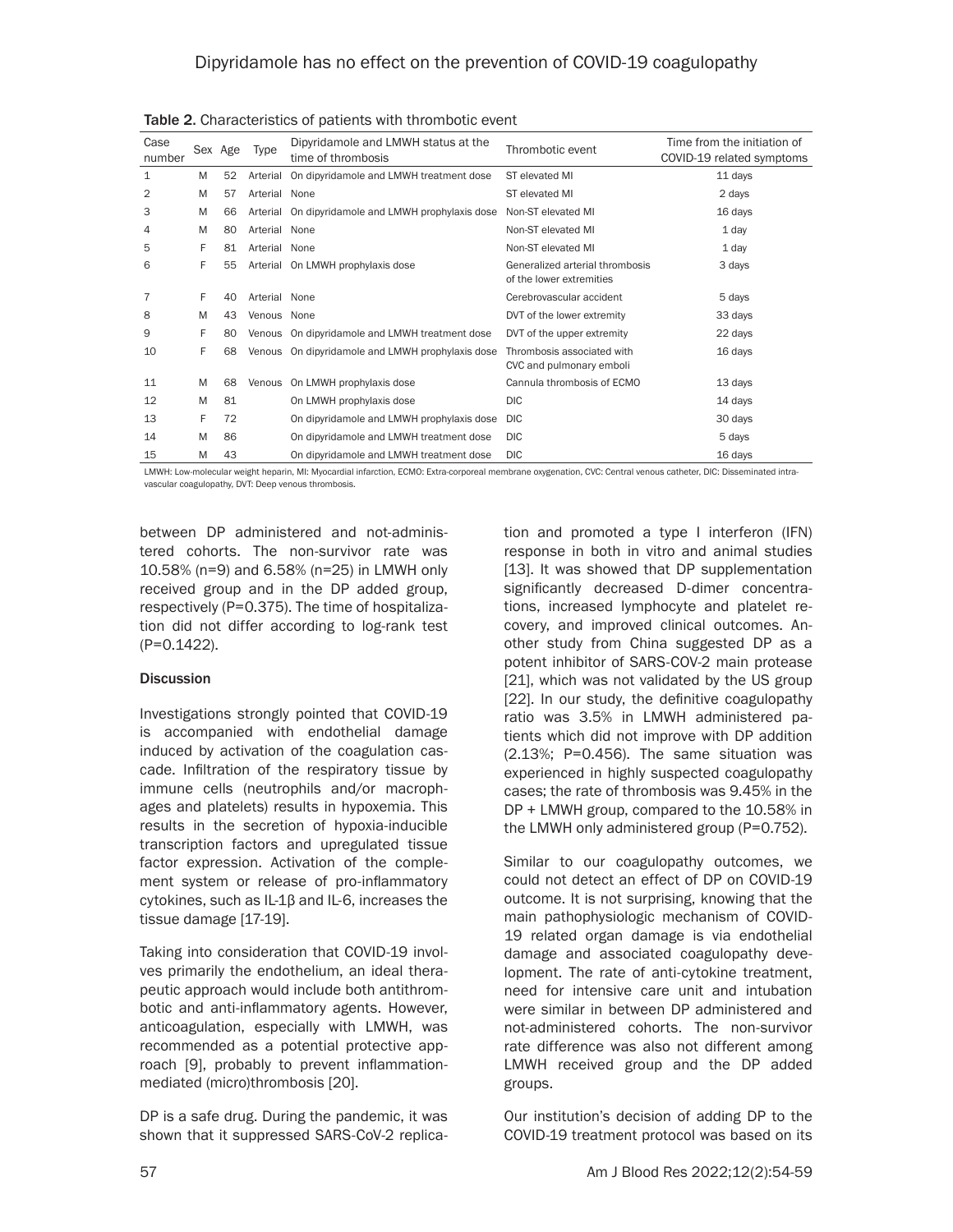Table 2. Characteristics of patients with thrombotic event

| Case number | Sex | Age | Type | Dipyridamole and LMWH status at the time of thrombosis | Thrombotic event | Time from the initiation of COVID-19 related symptoms |
|---|---|---|---|---|---|---|
| 1 | M | 52 | Arterial | On dipyridamole and LMWH treatment dose | ST elevated MI | 11 days |
| 2 | M | 57 | Arterial | None | ST elevated MI | 2 days |
| 3 | M | 66 | Arterial | On dipyridamole and LMWH prophylaxis dose | Non-ST elevated MI | 16 days |
| 4 | M | 80 | Arterial | None | Non-ST elevated MI | 1 day |
| 5 | F | 81 | Arterial | None | Non-ST elevated MI | 1 day |
| 6 | F | 55 | Arterial | On LMWH prophylaxis dose | Generalized arterial thrombosis of the lower extremities | 3 days |
| 7 | F | 40 | Arterial | None | Cerebrovascular accident | 5 days |
| 8 | M | 43 | Venous | None | DVT of the lower extremity | 33 days |
| 9 | F | 80 | Venous | On dipyridamole and LMWH treatment dose | DVT of the upper extremity | 22 days |
| 10 | F | 68 | Venous | On dipyridamole and LMWH prophylaxis dose | Thrombosis associated with CVC and pulmonary emboli | 16 days |
| 11 | M | 68 | Venous | On LMWH prophylaxis dose | Cannula thrombosis of ECMO | 13 days |
| 12 | M | 81 | | On LMWH prophylaxis dose | DIC | 14 days |
| 13 | F | 72 | | On dipyridamole and LMWH prophylaxis dose | DIC | 30 days |
| 14 | M | 86 | | On dipyridamole and LMWH treatment dose | DIC | 5 days |
| 15 | M | 43 | | On dipyridamole and LMWH treatment dose | DIC | 16 days |

LMWH: Low-molecular weight heparin, MI: Myocardial infarction, ECMO: Extra-corporeal membrane oxygenation, CVC: Central venous catheter, DIC: Disseminated intravascular coagulopathy, DVT: Deep venous thrombosis.

between DP administered and not-administered cohorts. The non-survivor rate was 10.58% (n=9) and 6.58% (n=25) in LMWH only received group and in the DP added group, respectively (P=0.375). The time of hospitalization did not differ according to log-rank test (P=0.1422).

## Discussion

Investigations strongly pointed that COVID-19 is accompanied with endothelial damage induced by activation of the coagulation cascade. Infiltration of the respiratory tissue by immune cells (neutrophils and/or macrophages and platelets) results in hypoxemia. This results in the secretion of hypoxia-inducible transcription factors and upregulated tissue factor expression. Activation of the complement system or release of pro-inflammatory cytokines, such as IL-1β and IL-6, increases the tissue damage [17-19].

Taking into consideration that COVID-19 involves primarily the endothelium, an ideal therapeutic approach would include both antithrombotic and anti-inflammatory agents. However, anticoagulation, especially with LMWH, was recommended as a potential protective approach [9], probably to prevent inflammation-mediated (micro)thrombosis [20].

DP is a safe drug. During the pandemic, it was shown that it suppressed SARS-CoV-2 replication and promoted a type I interferon (IFN) response in both in vitro and animal studies [13]. It was showed that DP supplementation significantly decreased D-dimer concentrations, increased lymphocyte and platelet recovery, and improved clinical outcomes. Another study from China suggested DP as a potent inhibitor of SARS-COV-2 main protease [21], which was not validated by the US group [22]. In our study, the definitive coagulopathy ratio was 3.5% in LMWH administered patients which did not improve with DP addition (2.13%; P=0.456). The same situation was experienced in highly suspected coagulopathy cases; the rate of thrombosis was 9.45% in the DP + LMWH group, compared to the 10.58% in the LMWH only administered group (P=0.752).

Similar to our coagulopathy outcomes, we could not detect an effect of DP on COVID-19 outcome. It is not surprising, knowing that the main pathophysiologic mechanism of COVID-19 related organ damage is via endothelial damage and associated coagulopathy development. The rate of anti-cytokine treatment, need for intensive care unit and intubation were similar in between DP administered and not-administered cohorts. The non-survivor rate difference was also not different among LMWH received group and the DP added groups.

Our institution's decision of adding DP to the COVID-19 treatment protocol was based on its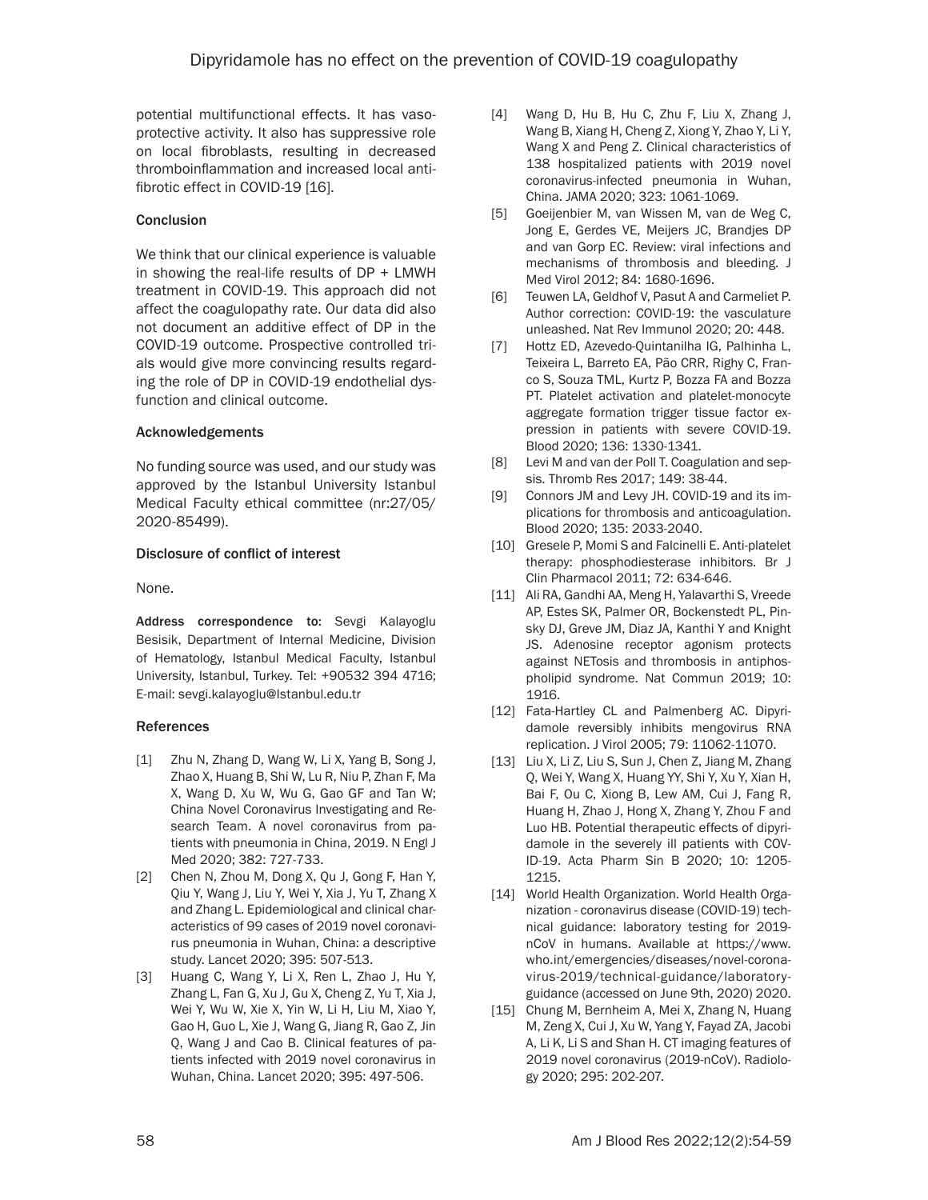potential multifunctional effects. It has vasoprotective activity. It also has suppressive role on local fibroblasts, resulting in decreased thromboinflammation and increased local antifibrotic effect in COVID-19 [16].

## Conclusion

We think that our clinical experience is valuable in showing the real-life results of DP + LMWH treatment in COVID-19. This approach did not affect the coagulopathy rate. Our data did also not document an additive effect of DP in the COVID-19 outcome. Prospective controlled trials would give more convincing results regarding the role of DP in COVID-19 endothelial dysfunction and clinical outcome.

## Acknowledgements

No funding source was used, and our study was approved by the Istanbul University Istanbul Medical Faculty ethical committee (nr:27/05/2020-85499).

## Disclosure of conflict of interest

None.

**Address correspondence to:** Sevgi Kalayoglu Besisik, Department of Internal Medicine, Division of Hematology, Istanbul Medical Faculty, Istanbul University, Istanbul, Turkey. Tel: +90532 394 4716; E-mail: sevgi.kalayoglu@Istanbul.edu.tr

## References

[1] Zhu N, Zhang D, Wang W, Li X, Yang B, Song J, Zhao X, Huang B, Shi W, Lu R, Niu P, Zhan F, Ma X, Wang D, Xu W, Wu G, Gao GF and Tan W; China Novel Coronavirus Investigating and Research Team. A novel coronavirus from patients with pneumonia in China, 2019. N Engl J Med 2020; 382: 727-733.

[2] Chen N, Zhou M, Dong X, Qu J, Gong F, Han Y, Qiu Y, Wang J, Liu Y, Wei Y, Xia J, Yu T, Zhang X and Zhang L. Epidemiological and clinical characteristics of 99 cases of 2019 novel coronavirus pneumonia in Wuhan, China: a descriptive study. Lancet 2020; 395: 507-513.

[3] Huang C, Wang Y, Li X, Ren L, Zhao J, Hu Y, Zhang L, Fan G, Xu J, Gu X, Cheng Z, Yu T, Xia J, Wei Y, Wu W, Xie X, Yin W, Li H, Liu M, Xiao Y, Gao H, Guo L, Xie J, Wang G, Jiang R, Gao Z, Jin Q, Wang J and Cao B. Clinical features of patients infected with 2019 novel coronavirus in Wuhan, China. Lancet 2020; 395: 497-506.

[4] Wang D, Hu B, Hu C, Zhu F, Liu X, Zhang J, Wang B, Xiang H, Cheng Z, Xiong Y, Zhao Y, Li Y, Wang X and Peng Z. Clinical characteristics of 138 hospitalized patients with 2019 novel coronavirus-infected pneumonia in Wuhan, China. JAMA 2020; 323: 1061-1069.

[5] Goeijenbier M, van Wissen M, van de Weg C, Jong E, Gerdes VE, Meijers JC, Brandjes DP and van Gorp EC. Review: viral infections and mechanisms of thrombosis and bleeding. J Med Virol 2012; 84: 1680-1696.

[6] Teuwen LA, Geldhof V, Pasut A and Carmeliet P. Author correction: COVID-19: the vasculature unleashed. Nat Rev Immunol 2020; 20: 448.

[7] Hottz ED, Azevedo-Quintanilha IG, Palhinha L, Teixeira L, Barreto EA, Pão CRR, Righy C, Franco S, Souza TML, Kurtz P, Bozza FA and Bozza PT. Platelet activation and platelet-monocyte aggregate formation trigger tissue factor expression in patients with severe COVID-19. Blood 2020; 136: 1330-1341.

[8] Levi M and van der Poll T. Coagulation and sepsis. Thromb Res 2017; 149: 38-44.

[9] Connors JM and Levy JH. COVID-19 and its implications for thrombosis and anticoagulation. Blood 2020; 135: 2033-2040.

[10] Gresele P, Momi S and Falcinelli E. Anti-platelet therapy: phosphodiesterase inhibitors. Br J Clin Pharmacol 2011; 72: 634-646.

[11] Ali RA, Gandhi AA, Meng H, Yalavarthi S, Vreede AP, Estes SK, Palmer OR, Bockenstedt PL, Pinsky DJ, Greve JM, Diaz JA, Kanthi Y and Knight JS. Adenosine receptor agonism protects against NETosis and thrombosis in antiphospholipid syndrome. Nat Commun 2019; 10: 1916.

[12] Fata-Hartley CL and Palmenberg AC. Dipyridamole reversibly inhibits mengovirus RNA replication. J Virol 2005; 79: 11062-11070.

[13] Liu X, Li Z, Liu S, Sun J, Chen Z, Jiang M, Zhang Q, Wei Y, Wang X, Huang YY, Shi Y, Xu Y, Xian H, Bai F, Ou C, Xiong B, Lew AM, Cui J, Fang R, Huang H, Zhao J, Hong X, Zhang Y, Zhou F and Luo HB. Potential therapeutic effects of dipyridamole in the severely ill patients with COVID-19. Acta Pharm Sin B 2020; 10: 1205-1215.

[14] World Health Organization. World Health Organization - coronavirus disease (COVID-19) technical guidance: laboratory testing for 2019-nCoV in humans. Available at https://www.who.int/emergencies/diseases/novel-coronavirus-2019/technical-guidance/laboratory-guidance (accessed on June 9th, 2020) 2020.

[15] Chung M, Bernheim A, Mei X, Zhang N, Huang M, Zeng X, Cui J, Xu W, Yang Y, Fayad ZA, Jacobi A, Li K, Li S and Shan H. CT imaging features of 2019 novel coronavirus (2019-nCoV). Radiology 2020; 295: 202-207.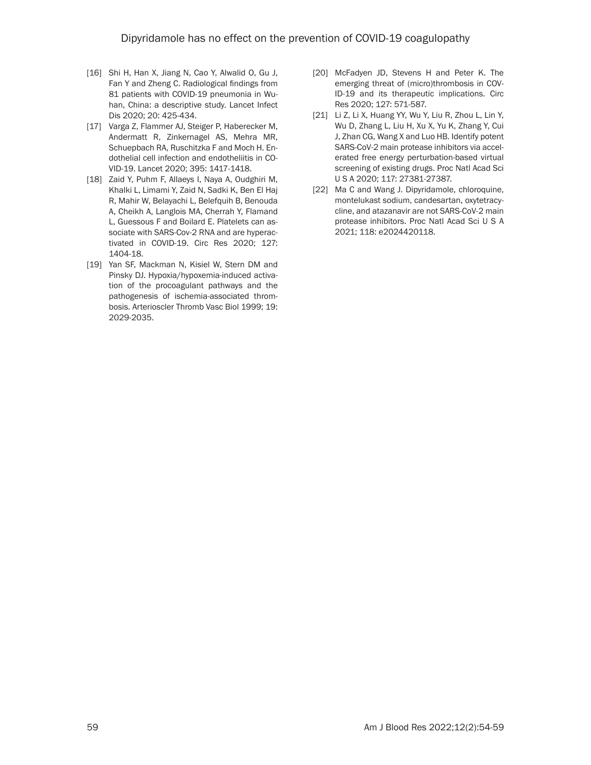[16] Shi H, Han X, Jiang N, Cao Y, Alwalid O, Gu J, Fan Y and Zheng C. Radiological findings from 81 patients with COVID-19 pneumonia in Wuhan, China: a descriptive study. Lancet Infect Dis 2020; 20: 425-434.

[17] Varga Z, Flammer AJ, Steiger P, Haberecker M, Andermatt R, Zinkernagel AS, Mehra MR, Schuepbach RA, Ruschitzka F and Moch H. Endothelial cell infection and endotheliitis in COVID-19. Lancet 2020; 395: 1417-1418.

[18] Zaid Y, Puhm F, Allaeys I, Naya A, Oudghiri M, Khalki L, Limami Y, Zaid N, Sadki K, Ben El Haj R, Mahir W, Belayachi L, Belefquih B, Benouda A, Cheikh A, Langlois MA, Cherrah Y, Flamand L, Guessous F and Boilard E. Platelets can associate with SARS-Cov-2 RNA and are hyperactivated in COVID-19. Circ Res 2020; 127: 1404-18.

[19] Yan SF, Mackman N, Kisiel W, Stern DM and Pinsky DJ. Hypoxia/hypoxemia-induced activation of the procoagulant pathways and the pathogenesis of ischemia-associated thrombosis. Arterioscler Thromb Vasc Biol 1999; 19: 2029-2035.

[20] McFadyen JD, Stevens H and Peter K. The emerging threat of (micro)thrombosis in COVID-19 and its therapeutic implications. Circ Res 2020; 127: 571-587.

[21] Li Z, Li X, Huang YY, Wu Y, Liu R, Zhou L, Lin Y, Wu D, Zhang L, Liu H, Xu X, Yu K, Zhang Y, Cui J, Zhan CG, Wang X and Luo HB. Identify potent SARS-CoV-2 main protease inhibitors via accelerated free energy perturbation-based virtual screening of existing drugs. Proc Natl Acad Sci U S A 2020; 117: 27381-27387.

[22] Ma C and Wang J. Dipyridamole, chloroquine, montelukast sodium, candesartan, oxytetracycline, and atazanavir are not SARS-CoV-2 main protease inhibitors. Proc Natl Acad Sci U S A 2021; 118: e2024420118.